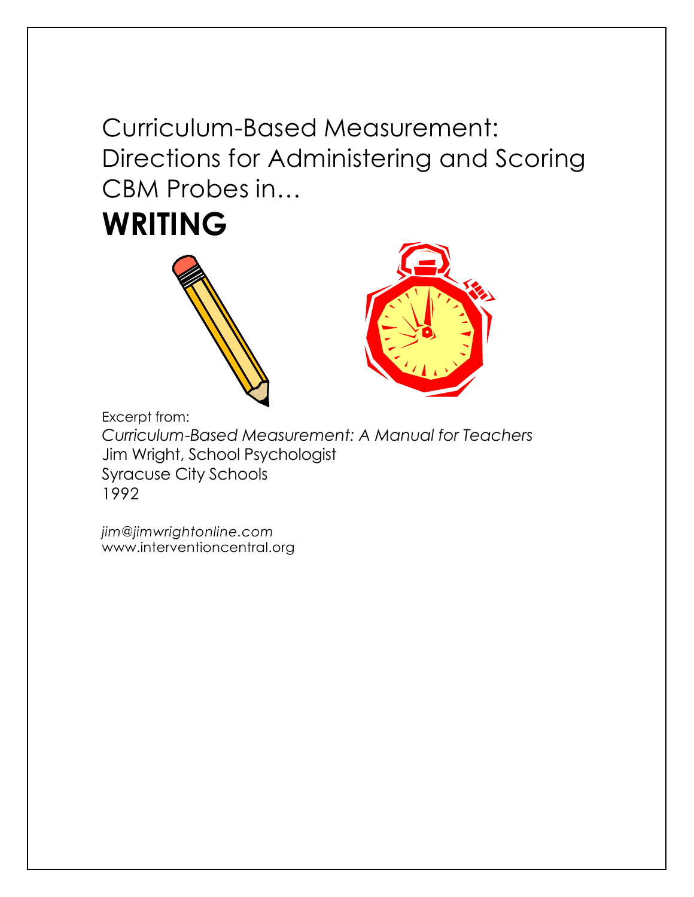# Curriculum-Based Measurement: Directions for Administering and Scoring CBM Probes in…

# WRITING

Excerpt from:
*Curriculum-Based Measurement: A Manual for Teachers*
Jim Wright, School Psychologist
Syracuse City Schools
1992

*jim@jimwrightonline.com*
www.interventioncentral.org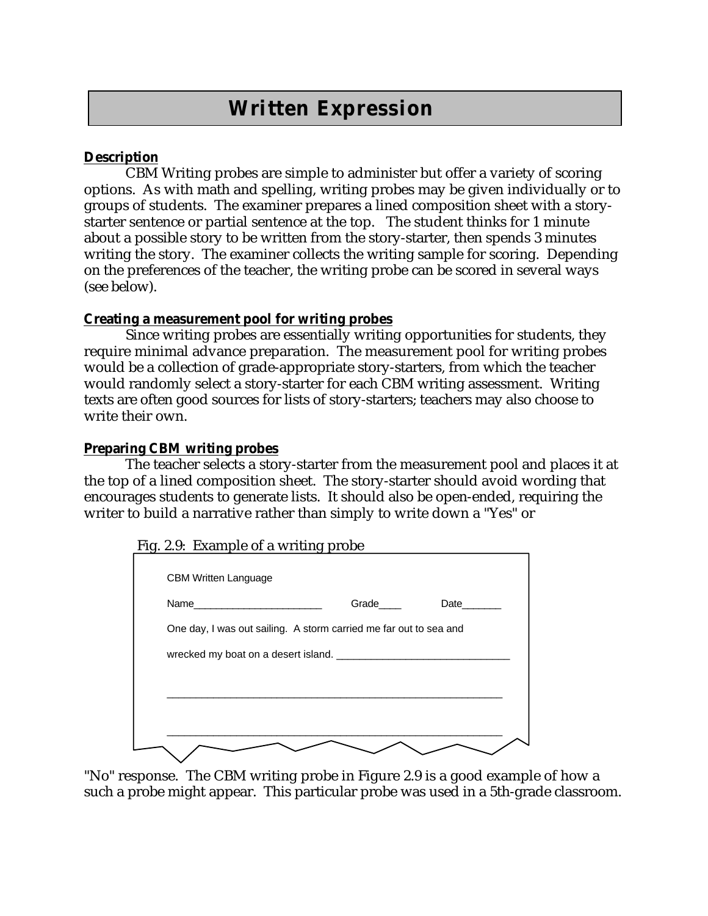# Written Expression

**Description**

CBM Writing probes are simple to administer but offer a variety of scoring options. As with math and spelling, writing probes may be given individually or to groups of students. The examiner prepares a lined composition sheet with a story-starter sentence or partial sentence at the top. The student thinks for 1 minute about a possible story to be written from the story-starter, then spends 3 minutes writing the story. The examiner collects the writing sample for scoring. Depending on the preferences of the teacher, the writing probe can be scored in several ways (see below).

**Creating a measurement pool for writing probes**

Since writing probes are essentially writing opportunities for students, they require minimal advance preparation. The measurement pool for writing probes would be a collection of grade-appropriate story-starters, from which the teacher would randomly select a story-starter for each CBM writing assessment. Writing texts are often good sources for lists of story-starters; teachers may also choose to write their own.

**Preparing CBM writing probes**

The teacher selects a story-starter from the measurement pool and places it at the top of a lined composition sheet. The story-starter should avoid wording that encourages students to generate lists. It should also be open-ended, requiring the writer to build a narrative rather than simply to write down a "Yes" or "No" response. The CBM writing probe in Figure 2.9 is a good example of how a such a probe might appear. This particular probe was used in a 5th-grade classroom.

Fig. 2.9: Example of a writing probe

CBM Written Language

Name______________________ Grade____ Date_______

One day, I was out sailing. A storm carried me far out to sea and wrecked my boat on a desert island. ______________________________

_________________________________________________________

_________________________________________________________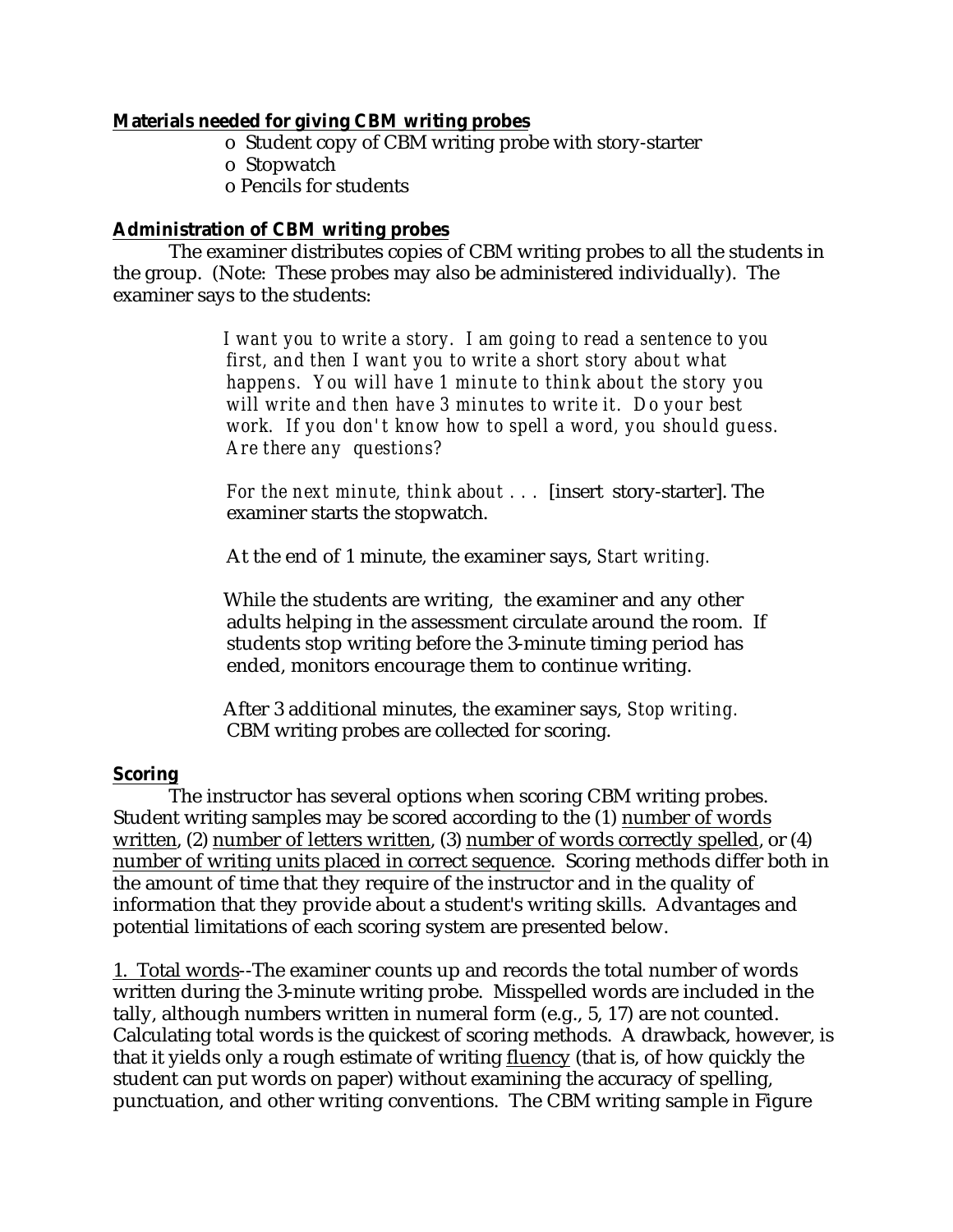**<u>Materials needed for giving CBM writing probes</u>**

- o Student copy of CBM writing probe with story-starter
- o Stopwatch
- o Pencils for students

**<u>Administration of CBM writing probes</u>**

The examiner distributes copies of CBM writing probes to all the students in the group. (Note: These probes may also be administered individually). The examiner says to the students:

> *I want you to write a story. I am going to read a sentence to you first, and then I want you to write a short story about what happens. You will have 1 minute to think about the story you will write and then have 3 minutes to write it. Do your best work. If you don't know how to spell a word, you should guess. Are there any questions?*
>
> *For the next minute, think about . . .* [insert story-starter]. The examiner starts the stopwatch.
>
> At the end of 1 minute, the examiner says, *Start writing.*
>
> While the students are writing, the examiner and any other adults helping in the assessment circulate around the room. If students stop writing before the 3-minute timing period has ended, monitors encourage them to continue writing.
>
> After 3 additional minutes, the examiner says, *Stop writing.* CBM writing probes are collected for scoring.

**<u>Scoring</u>**

The instructor has several options when scoring CBM writing probes. Student writing samples may be scored according to the (1) <u>number of words written</u>, (2) <u>number of letters written</u>, (3) <u>number of words correctly spelled</u>, or (4) <u>number of writing units placed in correct sequence</u>. Scoring methods differ both in the amount of time that they require of the instructor and in the quality of information that they provide about a student's writing skills. Advantages and potential limitations of each scoring system are presented below.

<u>1. Total words</u>--The examiner counts up and records the total number of words written during the 3-minute writing probe. Misspelled words are included in the tally, although numbers written in numeral form (e.g., 5, 17) are not counted. Calculating total words is the quickest of scoring methods. A drawback, however, is that it yields only a rough estimate of writing <u>fluency</u> (that is, of how quickly the student can put words on paper) without examining the accuracy of spelling, punctuation, and other writing conventions. The CBM writing sample in Figure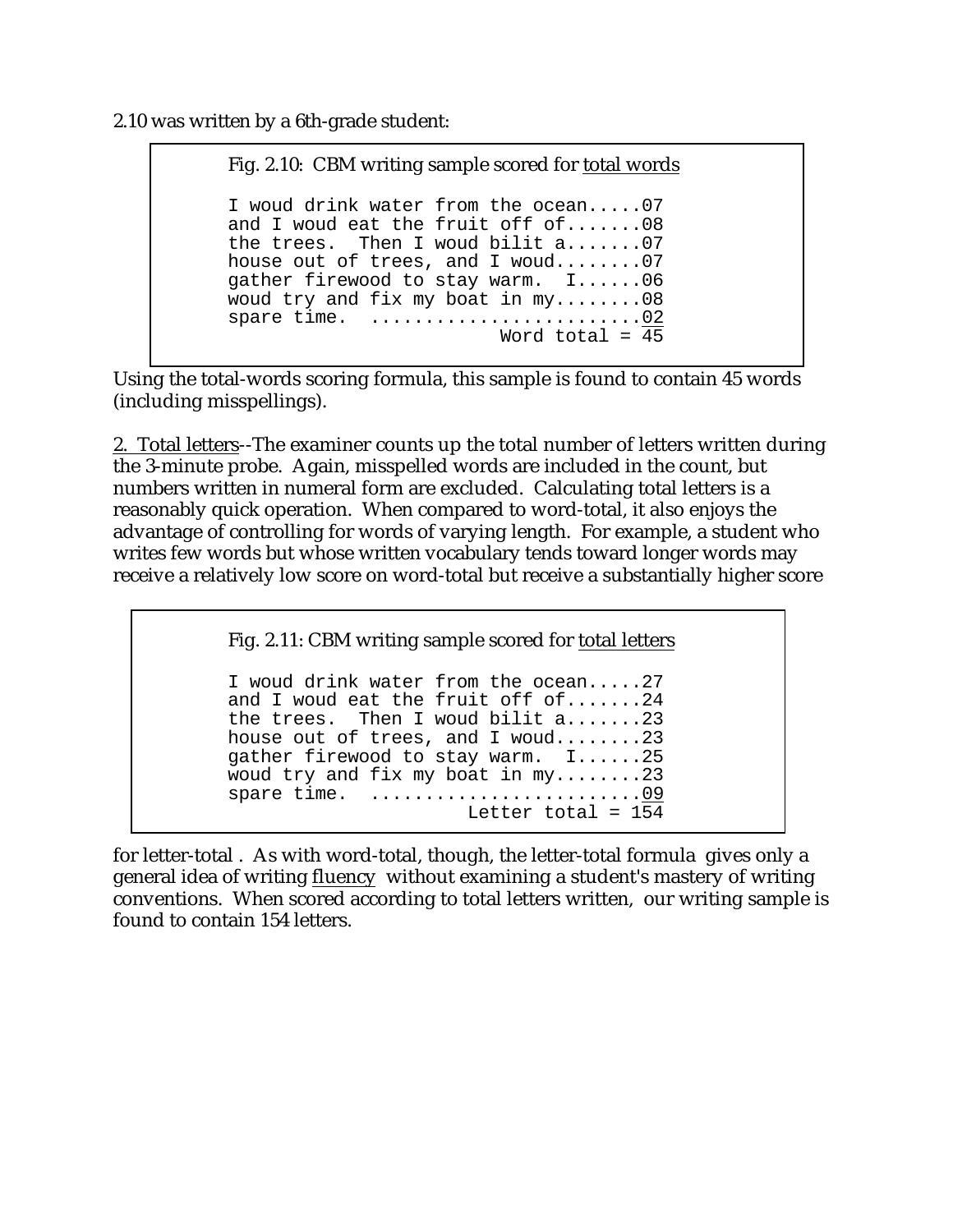2.10 was written by a 6th-grade student:

Fig. 2.10: CBM writing sample scored for <u>total words</u>

```
I woud drink water from the ocean.....07
and I woud eat the fruit off of.......08
the trees.  Then I woud bilit a.......07
house out of trees, and I woud........07
gather firewood to stay warm.  I......06
woud try and fix my boat in my........08
spare time.  .........................02
                          Word total = 45
```

Using the total-words scoring formula, this sample is found to contain 45 words (including misspellings).

<u>2. Total letters</u>--The examiner counts up the total number of letters written during the 3-minute probe. Again, misspelled words are included in the count, but numbers written in numeral form are excluded. Calculating total letters is a reasonably quick operation. When compared to word-total, it also enjoys the advantage of controlling for words of varying length. For example, a student who writes few words but whose written vocabulary tends toward longer words may receive a relatively low score on word-total but receive a substantially higher score for letter-total . As with word-total, though, the letter-total formula gives only a general idea of writing <u>fluency</u> without examining a student's mastery of writing conventions. When scored according to total letters written, our writing sample is found to contain 154 letters.

Fig. 2.11: CBM writing sample scored for <u>total letters</u>

```
I woud drink water from the ocean.....27
and I woud eat the fruit off of.......24
the trees.  Then I woud bilit a.......23
house out of trees, and I woud........23
gather firewood to stay warm.  I......25
woud try and fix my boat in my........23
spare time.  .........................09
                      Letter total = 154
```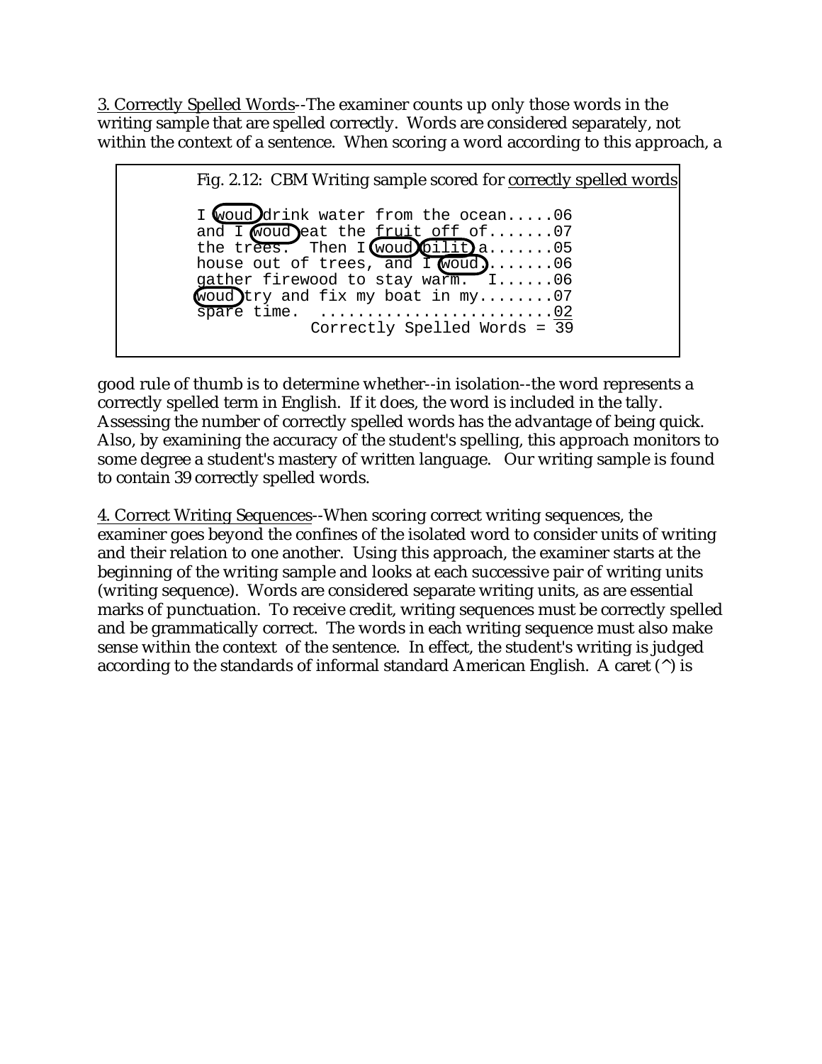3. Correctly Spelled Words--The examiner counts up only those words in the writing sample that are spelled correctly. Words are considered separately, not within the context of a sentence. When scoring a word according to this approach, a

Fig. 2.12: CBM Writing sample scored for correctly spelled words

```
I woud drink water from the ocean.....06
and I woud eat the fruit off of.......07
the trees.  Then I woud bilit a.......05
house out of trees, and I woud........06
gather firewood to stay warm.  I......06
woud try and fix my boat in my........07
spare time.  .........................02
              Correctly Spelled Words = 39
```

good rule of thumb is to determine whether--in isolation--the word represents a correctly spelled term in English. If it does, the word is included in the tally. Assessing the number of correctly spelled words has the advantage of being quick. Also, by examining the accuracy of the student's spelling, this approach monitors to some degree a student's mastery of written language. Our writing sample is found to contain 39 correctly spelled words.

4. Correct Writing Sequences--When scoring correct writing sequences, the examiner goes beyond the confines of the isolated word to consider units of writing and their relation to one another. Using this approach, the examiner starts at the beginning of the writing sample and looks at each successive pair of writing units (writing sequence). Words are considered separate writing units, as are essential marks of punctuation. To receive credit, writing sequences must be correctly spelled and be grammatically correct. The words in each writing sequence must also make sense within the context of the sentence. In effect, the student's writing is judged according to the standards of informal standard American English. A caret (^) is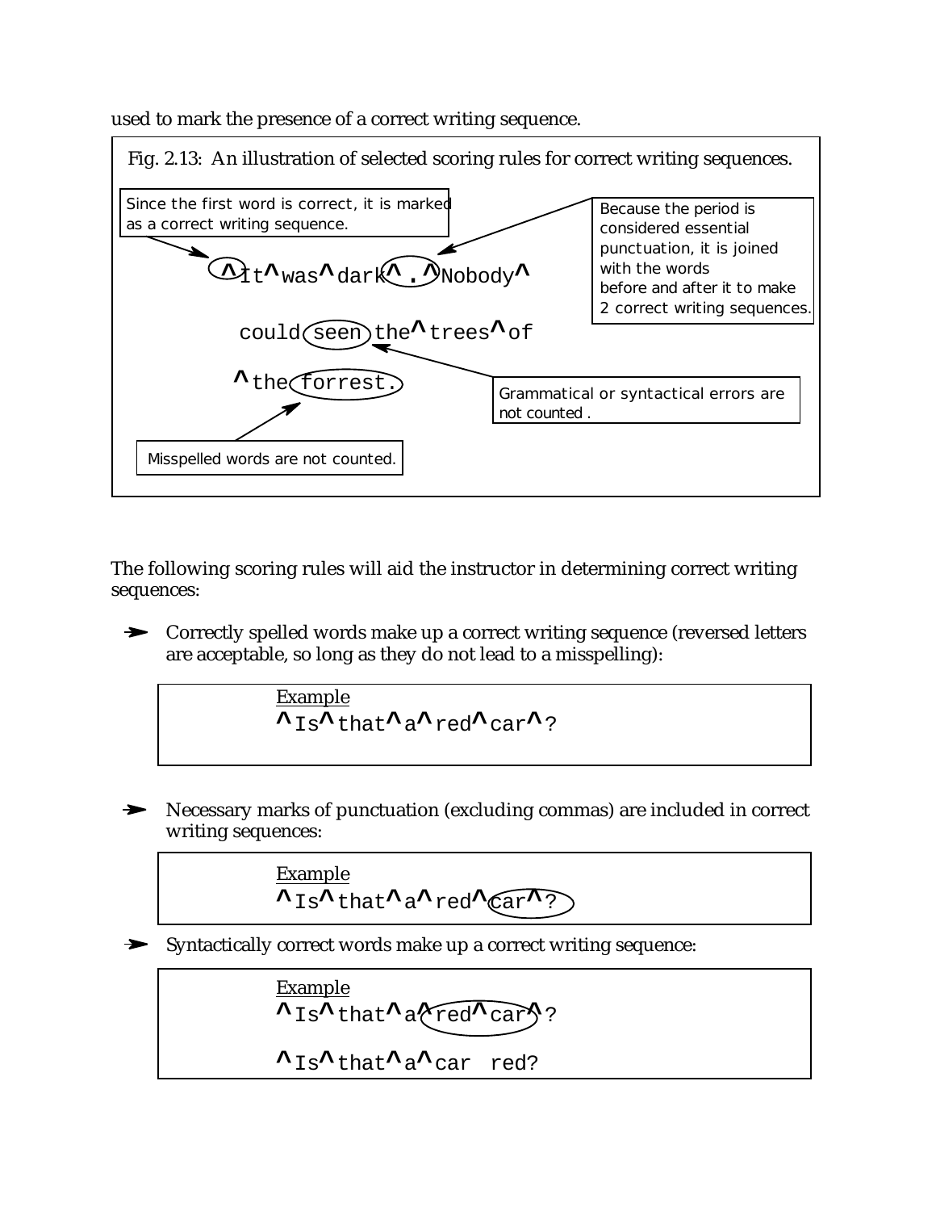used to mark the presence of a correct writing sequence.

Fig. 2.13: An illustration of selected scoring rules for correct writing sequences.

Since the first word is correct, it is marked as a correct writing sequence.

Because the period is considered essential punctuation, it is joined with the words before and after it to make 2 correct writing sequences.

```
^It^was^dark^.^Nobody^
could seen the^trees^of
^the forrest.
```

Grammatical or syntactical errors are not counted .

Misspelled words are not counted.

The following scoring rules will aid the instructor in determining correct writing sequences:

- Correctly spelled words make up a correct writing sequence (reversed letters are acceptable, so long as they do not lead to a misspelling):

  Example
  ```
  ^Is^that^a^red^car^?
  ```

- Necessary marks of punctuation (excluding commas) are included in correct writing sequences:

  Example
  ```
  ^Is^that^a^red^car^?
  ```

- Syntactically correct words make up a correct writing sequence:

  Example
  ```
  ^Is^that^a^red^car^?

  ^Is^that^a^car  red?
  ```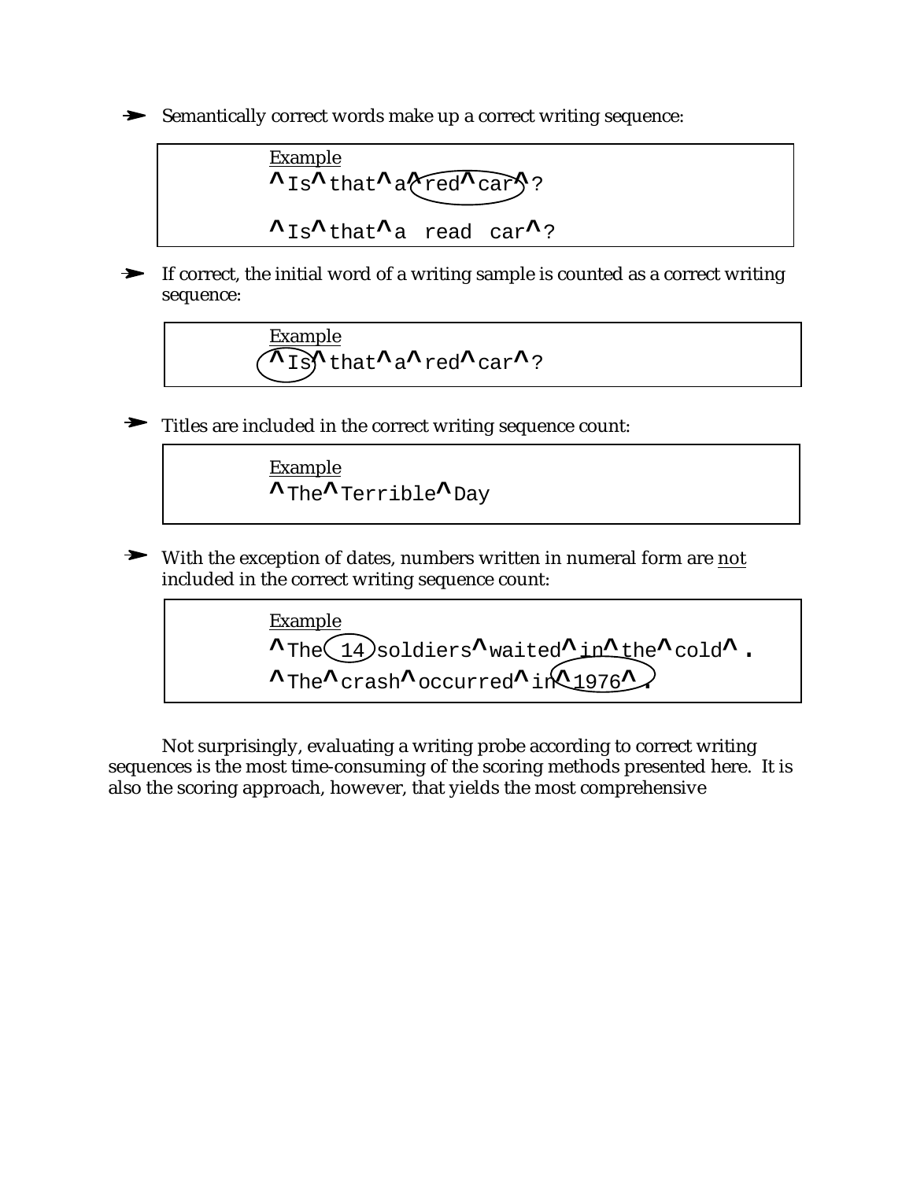- Semantically correct words make up a correct writing sequence:

> Example
> ```
> ^Is^that^a^red^car^?
>
> ^Is^that^a read car^?
> ```

- If correct, the initial word of a writing sample is counted as a correct writing sequence:

> Example
> ```
> ^Is^that^a^red^car^?
> ```

- Titles are included in the correct writing sequence count:

> Example
> ```
> ^The^Terrible^Day
> ```

- With the exception of dates, numbers written in numeral form are <u>not</u> included in the correct writing sequence count:

> Example
> ```
> ^The 14 soldiers^waited^in^the^cold^.
> ^The^crash^occurred^in^1976^.
> ```

Not surprisingly, evaluating a writing probe according to correct writing sequences is the most time-consuming of the scoring methods presented here. It is also the scoring approach, however, that yields the most comprehensive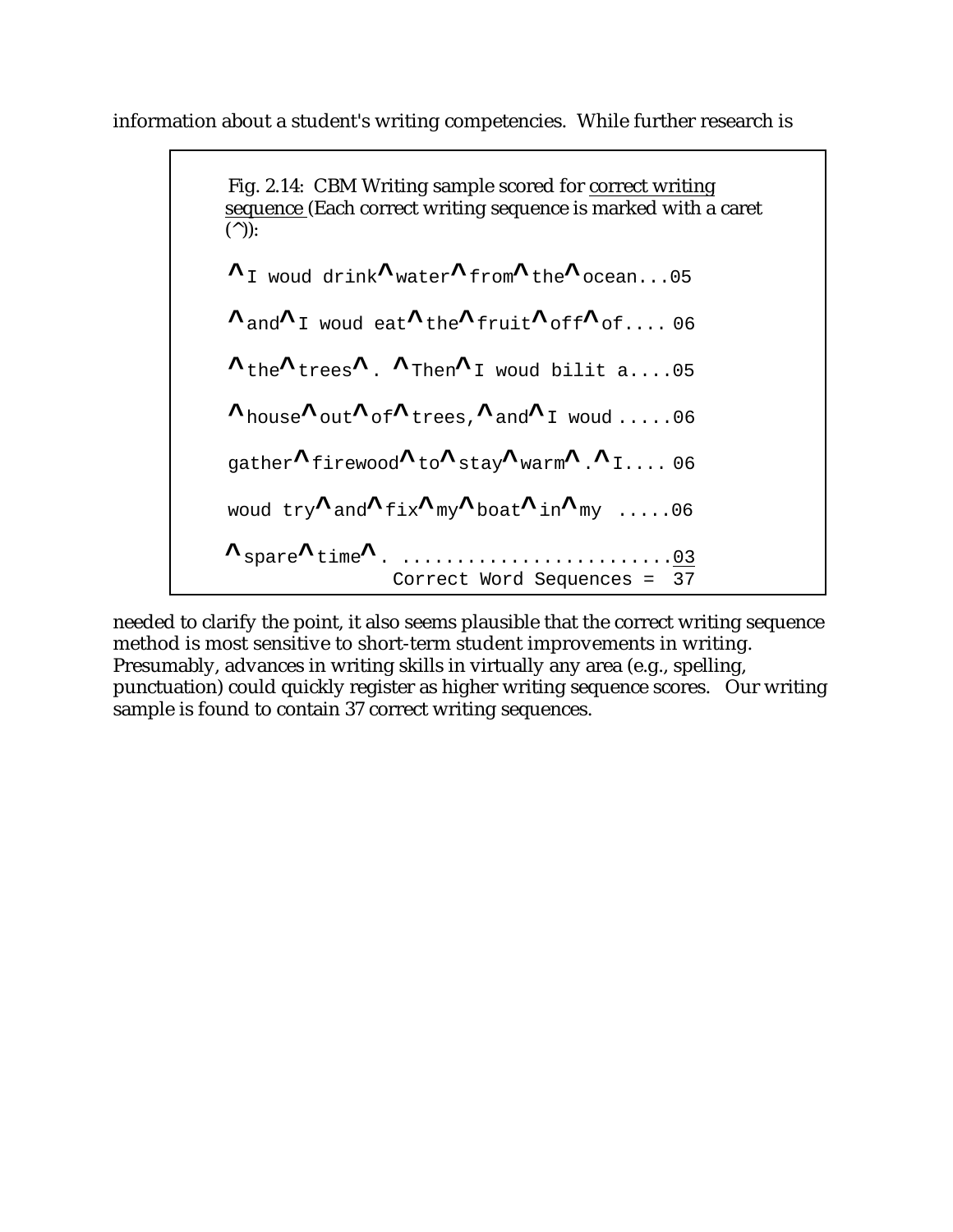information about a student's writing competencies. While further research is

Fig. 2.14: CBM Writing sample scored for <u>correct writing sequence</u> (Each correct writing sequence is marked with a caret (^)):

```
^I woud drink^water^from^the^ocean...05

^and^I woud eat^the^fruit^off^of.... 06

^the^trees^. ^Then^I woud bilit a....05

^house^out^of^trees,^and^I woud .....06

gather^firewood^to^stay^warm^.^I.... 06

woud try^and^fix^my^boat^in^my .....06

^spare^time^. .........................03
                  Correct Word Sequences =  37
```

needed to clarify the point, it also seems plausible that the correct writing sequence method is most sensitive to short-term student improvements in writing. Presumably, advances in writing skills in virtually any area (e.g., spelling, punctuation) could quickly register as higher writing sequence scores. Our writing sample is found to contain 37 correct writing sequences.